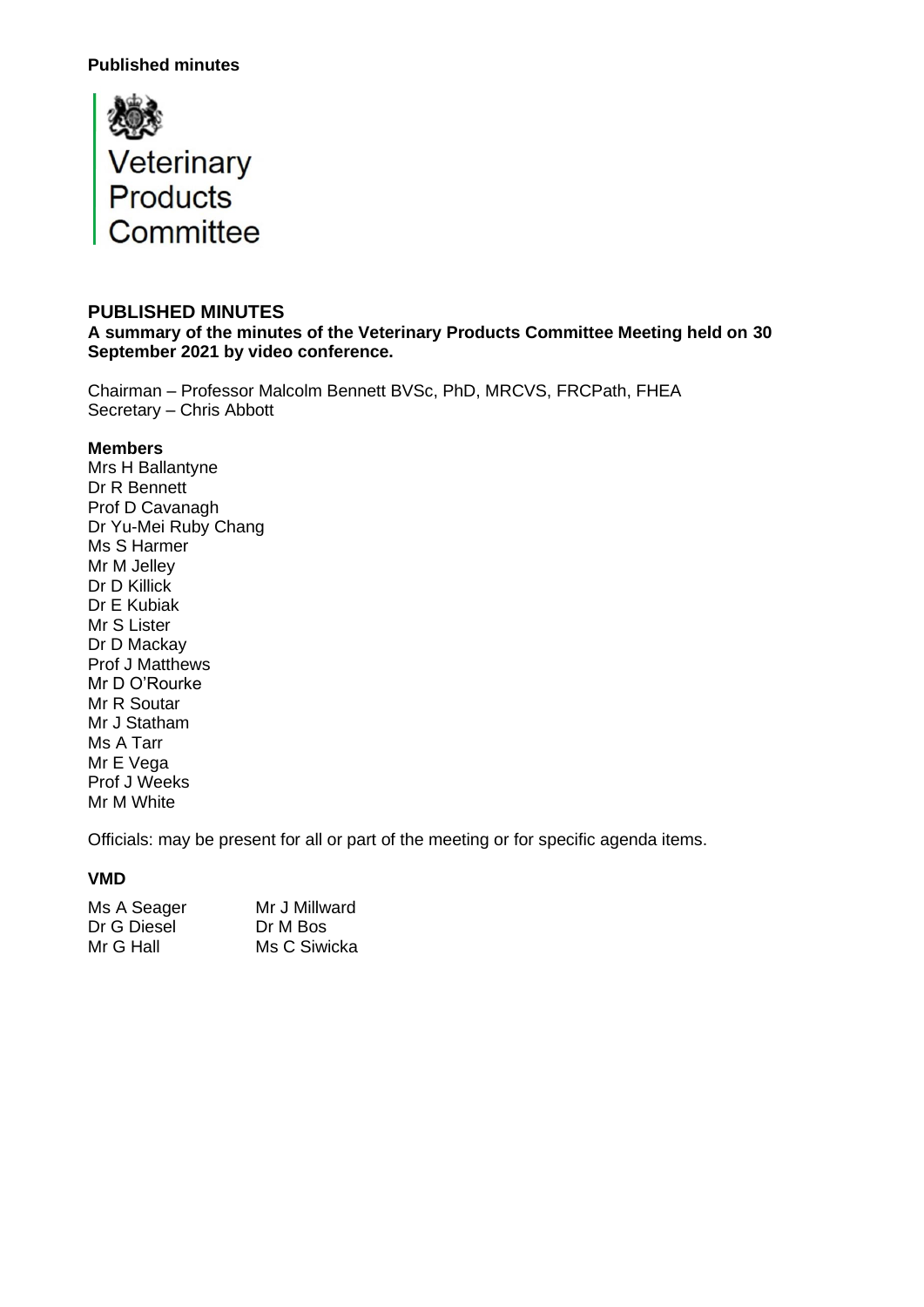**Published minutes**

Veterinary
Products
Committee

## PUBLISHED MINUTES

**A summary of the minutes of the Veterinary Products Committee Meeting held on 30 September 2021 by video conference.**

Chairman – Professor Malcolm Bennett BVSc, PhD, MRCVS, FRCPath, FHEA
Secretary – Chris Abbott

**Members**

Mrs H Ballantyne
Dr R Bennett
Prof D Cavanagh
Dr Yu-Mei Ruby Chang
Ms S Harmer
Mr M Jelley
Dr D Killick
Dr E Kubiak
Mr S Lister
Dr D Mackay
Prof J Matthews
Mr D O'Rourke
Mr R Soutar
Mr J Statham
Ms A Tarr
Mr E Vega
Prof J Weeks
Mr M White

Officials: may be present for all or part of the meeting or for specific agenda items.

**VMD**

| | |
|---|---|
| Ms A Seager | Mr J Millward |
| Dr G Diesel | Dr M Bos |
| Mr G Hall | Ms C Siwicka |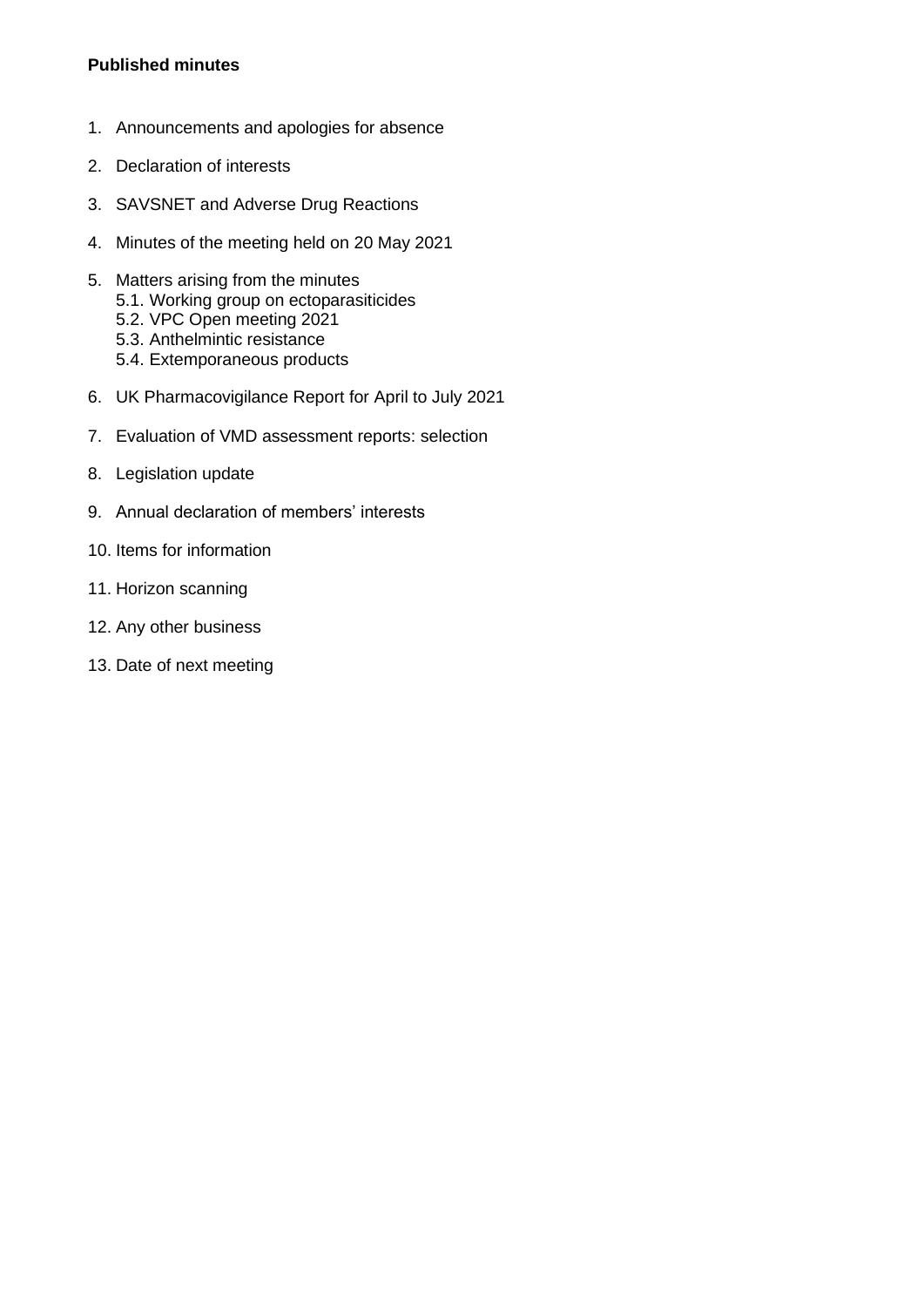**Published minutes**

1. Announcements and apologies for absence
2. Declaration of interests
3. SAVSNET and Adverse Drug Reactions
4. Minutes of the meeting held on 20 May 2021
5. Matters arising from the minutes
   - 5.1. Working group on ectoparasiticides
   - 5.2. VPC Open meeting 2021
   - 5.3. Anthelmintic resistance
   - 5.4. Extemporaneous products
6. UK Pharmacovigilance Report for April to July 2021
7. Evaluation of VMD assessment reports: selection
8. Legislation update
9. Annual declaration of members' interests
10. Items for information
11. Horizon scanning
12. Any other business
13. Date of next meeting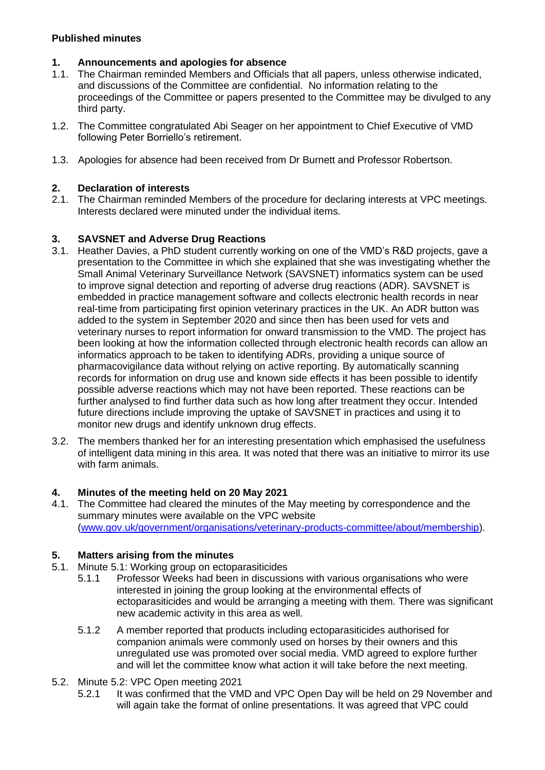**Published minutes**

## 1. Announcements and apologies for absence

1.1. The Chairman reminded Members and Officials that all papers, unless otherwise indicated, and discussions of the Committee are confidential. No information relating to the proceedings of the Committee or papers presented to the Committee may be divulged to any third party.

1.2. The Committee congratulated Abi Seager on her appointment to Chief Executive of VMD following Peter Borriello's retirement.

1.3. Apologies for absence had been received from Dr Burnett and Professor Robertson.

## 2. Declaration of interests

2.1. The Chairman reminded Members of the procedure for declaring interests at VPC meetings. Interests declared were minuted under the individual items.

## 3. SAVSNET and Adverse Drug Reactions

3.1. Heather Davies, a PhD student currently working on one of the VMD's R&D projects, gave a presentation to the Committee in which she explained that she was investigating whether the Small Animal Veterinary Surveillance Network (SAVSNET) informatics system can be used to improve signal detection and reporting of adverse drug reactions (ADR). SAVSNET is embedded in practice management software and collects electronic health records in near real-time from participating first opinion veterinary practices in the UK. An ADR button was added to the system in September 2020 and since then has been used for vets and veterinary nurses to report information for onward transmission to the VMD. The project has been looking at how the information collected through electronic health records can allow an informatics approach to be taken to identifying ADRs, providing a unique source of pharmacovigilance data without relying on active reporting. By automatically scanning records for information on drug use and known side effects it has been possible to identify possible adverse reactions which may not have been reported. These reactions can be further analysed to find further data such as how long after treatment they occur. Intended future directions include improving the uptake of SAVSNET in practices and using it to monitor new drugs and identify unknown drug effects.

3.2. The members thanked her for an interesting presentation which emphasised the usefulness of intelligent data mining in this area. It was noted that there was an initiative to mirror its use with farm animals.

## 4. Minutes of the meeting held on 20 May 2021

4.1. The Committee had cleared the minutes of the May meeting by correspondence and the summary minutes were available on the VPC website ([www.gov.uk/government/organisations/veterinary-products-committee/about/membership](www.gov.uk/government/organisations/veterinary-products-committee/about/membership)).

## 5. Matters arising from the minutes

5.1. Minute 5.1: Working group on ectoparasiticides

5.1.1 Professor Weeks had been in discussions with various organisations who were interested in joining the group looking at the environmental effects of ectoparasiticides and would be arranging a meeting with them. There was significant new academic activity in this area as well.

5.1.2 A member reported that products including ectoparasiticides authorised for companion animals were commonly used on horses by their owners and this unregulated use was promoted over social media. VMD agreed to explore further and will let the committee know what action it will take before the next meeting.

5.2. Minute 5.2: VPC Open meeting 2021

5.2.1 It was confirmed that the VMD and VPC Open Day will be held on 29 November and will again take the format of online presentations. It was agreed that VPC could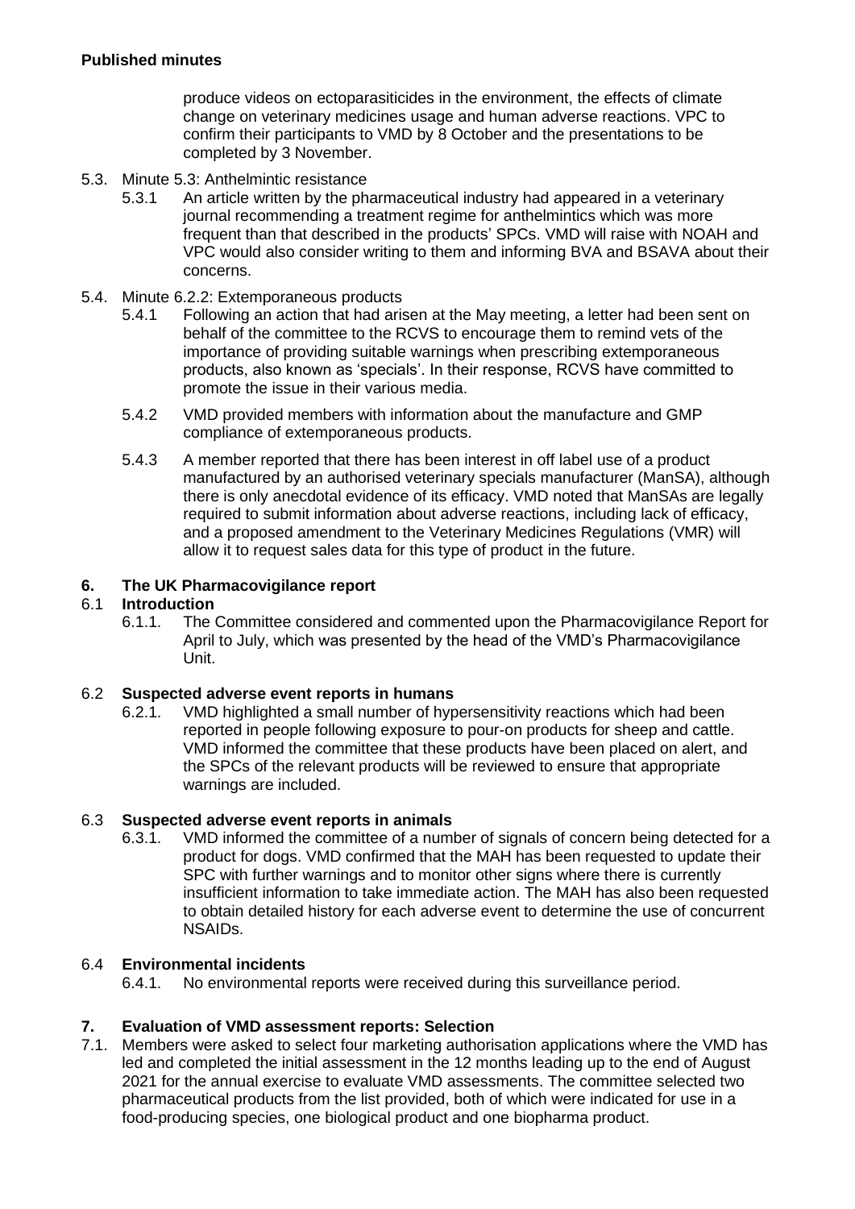produce videos on ectoparasiticides in the environment, the effects of climate change on veterinary medicines usage and human adverse reactions. VPC to confirm their participants to VMD by 8 October and the presentations to be completed by 3 November.

5.3. Minute 5.3: Anthelmintic resistance

5.3.1 An article written by the pharmaceutical industry had appeared in a veterinary journal recommending a treatment regime for anthelmintics which was more frequent than that described in the products' SPCs. VMD will raise with NOAH and VPC would also consider writing to them and informing BVA and BSAVA about their concerns.

5.4. Minute 6.2.2: Extemporaneous products

5.4.1 Following an action that had arisen at the May meeting, a letter had been sent on behalf of the committee to the RCVS to encourage them to remind vets of the importance of providing suitable warnings when prescribing extemporaneous products, also known as 'specials'. In their response, RCVS have committed to promote the issue in their various media.

5.4.2 VMD provided members with information about the manufacture and GMP compliance of extemporaneous products.

5.4.3 A member reported that there has been interest in off label use of a product manufactured by an authorised veterinary specials manufacturer (ManSA), although there is only anecdotal evidence of its efficacy. VMD noted that ManSAs are legally required to submit information about adverse reactions, including lack of efficacy, and a proposed amendment to the Veterinary Medicines Regulations (VMR) will allow it to request sales data for this type of product in the future.

## 6. The UK Pharmacovigilance report

### 6.1 Introduction

6.1.1. The Committee considered and commented upon the Pharmacovigilance Report for April to July, which was presented by the head of the VMD's Pharmacovigilance Unit.

### 6.2 Suspected adverse event reports in humans

6.2.1. VMD highlighted a small number of hypersensitivity reactions which had been reported in people following exposure to pour-on products for sheep and cattle. VMD informed the committee that these products have been placed on alert, and the SPCs of the relevant products will be reviewed to ensure that appropriate warnings are included.

### 6.3 Suspected adverse event reports in animals

6.3.1. VMD informed the committee of a number of signals of concern being detected for a product for dogs. VMD confirmed that the MAH has been requested to update their SPC with further warnings and to monitor other signs where there is currently insufficient information to take immediate action. The MAH has also been requested to obtain detailed history for each adverse event to determine the use of concurrent NSAIDs.

### 6.4 Environmental incidents

6.4.1. No environmental reports were received during this surveillance period.

## 7. Evaluation of VMD assessment reports: Selection

7.1. Members were asked to select four marketing authorisation applications where the VMD has led and completed the initial assessment in the 12 months leading up to the end of August 2021 for the annual exercise to evaluate VMD assessments. The committee selected two pharmaceutical products from the list provided, both of which were indicated for use in a food-producing species, one biological product and one biopharma product.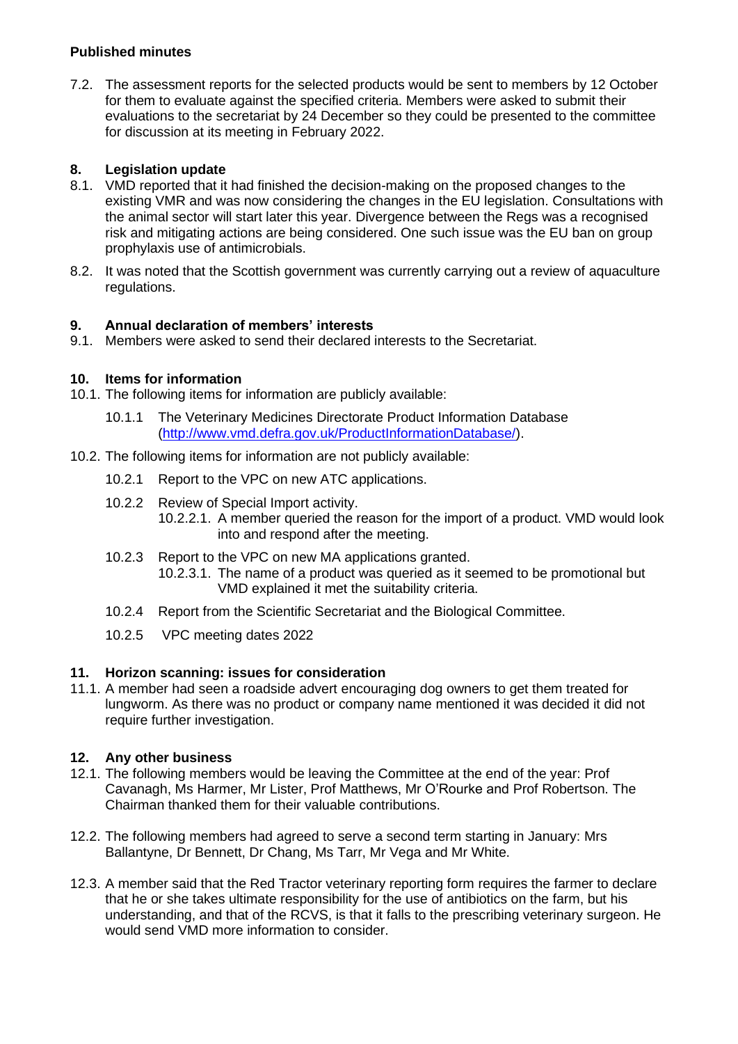**Published minutes**

7.2. The assessment reports for the selected products would be sent to members by 12 October for them to evaluate against the specified criteria. Members were asked to submit their evaluations to the secretariat by 24 December so they could be presented to the committee for discussion at its meeting in February 2022.

## 8. Legislation update

8.1. VMD reported that it had finished the decision-making on the proposed changes to the existing VMR and was now considering the changes in the EU legislation. Consultations with the animal sector will start later this year. Divergence between the Regs was a recognised risk and mitigating actions are being considered. One such issue was the EU ban on group prophylaxis use of antimicrobials.

8.2. It was noted that the Scottish government was currently carrying out a review of aquaculture regulations.

## 9. Annual declaration of members' interests

9.1. Members were asked to send their declared interests to the Secretariat.

## 10. Items for information

10.1. The following items for information are publicly available:

- 10.1.1 The Veterinary Medicines Directorate Product Information Database (http://www.vmd.defra.gov.uk/ProductInformationDatabase/).

10.2. The following items for information are not publicly available:

- 10.2.1 Report to the VPC on new ATC applications.
- 10.2.2 Review of Special Import activity.
  - 10.2.2.1. A member queried the reason for the import of a product. VMD would look into and respond after the meeting.
- 10.2.3 Report to the VPC on new MA applications granted.
  - 10.2.3.1. The name of a product was queried as it seemed to be promotional but VMD explained it met the suitability criteria.
- 10.2.4 Report from the Scientific Secretariat and the Biological Committee.
- 10.2.5 VPC meeting dates 2022

## 11. Horizon scanning: issues for consideration

11.1. A member had seen a roadside advert encouraging dog owners to get them treated for lungworm. As there was no product or company name mentioned it was decided it did not require further investigation.

## 12. Any other business

12.1. The following members would be leaving the Committee at the end of the year: Prof Cavanagh, Ms Harmer, Mr Lister, Prof Matthews, Mr O'Rourke and Prof Robertson. The Chairman thanked them for their valuable contributions.

12.2. The following members had agreed to serve a second term starting in January: Mrs Ballantyne, Dr Bennett, Dr Chang, Ms Tarr, Mr Vega and Mr White.

12.3. A member said that the Red Tractor veterinary reporting form requires the farmer to declare that he or she takes ultimate responsibility for the use of antibiotics on the farm, but his understanding, and that of the RCVS, is that it falls to the prescribing veterinary surgeon. He would send VMD more information to consider.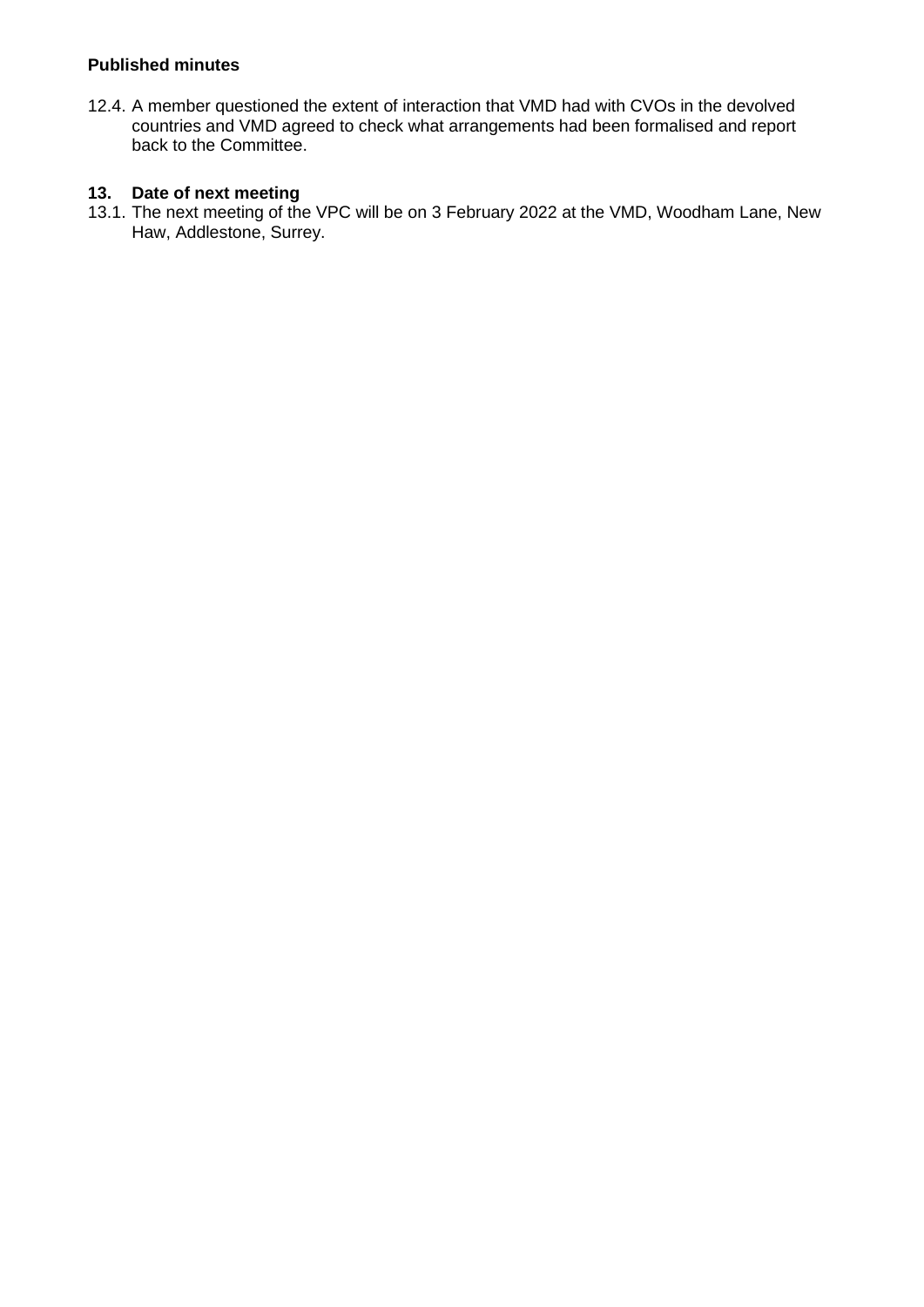12.4. A member questioned the extent of interaction that VMD had with CVOs in the devolved countries and VMD agreed to check what arrangements had been formalised and report back to the Committee.

## 13. Date of next meeting

13.1. The next meeting of the VPC will be on 3 February 2022 at the VMD, Woodham Lane, New Haw, Addlestone, Surrey.